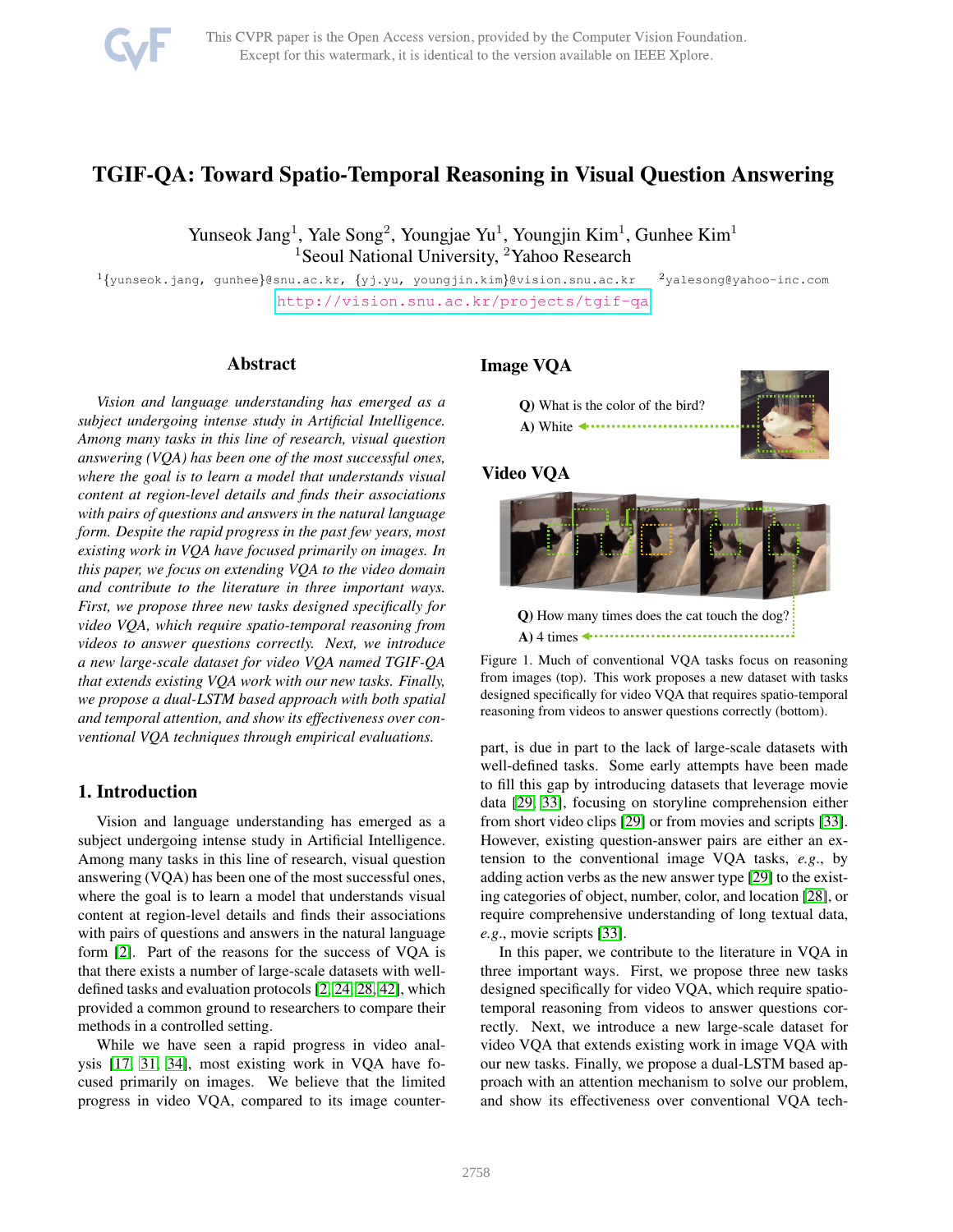# TGIF-QA: Toward Spatio-Temporal Reasoning in Visual Question Answering

Yunseok Jang[1], Yale Song[2], Youngjae Yu[1], Youngjin Kim[1], Gunhee Kim[1]
[1]Seoul National University, [2]Yahoo Research

[1]{yunseok.jang, gunhee}@snu.ac.kr, {yj.yu, youngjin.kim}@vision.snu.ac.kr [2]yalesong@yahoo-inc.com

http://vision.snu.ac.kr/projects/tgif-qa

## Abstract

*Vision and language understanding has emerged as a subject undergoing intense study in Artificial Intelligence. Among many tasks in this line of research, visual question answering (VQA) has been one of the most successful ones, where the goal is to learn a model that understands visual content at region-level details and finds their associations with pairs of questions and answers in the natural language form. Despite the rapid progress in the past few years, most existing work in VQA have focused primarily on images. In this paper, we focus on extending VQA to the video domain and contribute to the literature in three important ways. First, we propose three new tasks designed specifically for video VQA, which require spatio-temporal reasoning from videos to answer questions correctly. Next, we introduce a new large-scale dataset for video VQA named TGIF-QA that extends existing VQA work with our new tasks. Finally, we propose a dual-LSTM based approach with both spatial and temporal attention, and show its effectiveness over conventional VQA techniques through empirical evaluations.*

## 1. Introduction

Vision and language understanding has emerged as a subject undergoing intense study in Artificial Intelligence. Among many tasks in this line of research, visual question answering (VQA) has been one of the most successful ones, where the goal is to learn a model that understands visual content at region-level details and finds their associations with pairs of questions and answers in the natural language form [2]. Part of the reasons for the success of VQA is that there exists a number of large-scale datasets with well-defined tasks and evaluation protocols [2, 24, 28, 42], which provided a common ground to researchers to compare their methods in a controlled setting.

While we have seen a rapid progress in video analysis [17, 31, 34], most existing work in VQA have focused primarily on images. We believe that the limited progress in video VQA, compared to its image counterpart, is due in part to the lack of large-scale datasets with well-defined tasks. Some early attempts have been made to fill this gap by introducing datasets that leverage movie data [29, 33], focusing on storyline comprehension either from short video clips [29] or from movies and scripts [33]. However, existing question-answer pairs are either an extension to the conventional image VQA tasks, *e.g.*, by adding action verbs as the new answer type [29] to the existing categories of object, number, color, and location [28], or require comprehensive understanding of long textual data, *e.g.*, movie scripts [33].

**Image VQA**

**Q)** What is the color of the bird?
**A)** White

**Video VQA**

**Q)** How many times does the cat touch the dog?
**A)** 4 times

Figure 1. Much of conventional VQA tasks focus on reasoning from images (top). This work proposes a new dataset with tasks designed specifically for video VQA that requires spatio-temporal reasoning from videos to answer questions correctly (bottom).

In this paper, we contribute to the literature in VQA in three important ways. First, we propose three new tasks designed specifically for video VQA, which require spatio-temporal reasoning from videos to answer questions correctly. Next, we introduce a new large-scale dataset for video VQA that extends existing work in image VQA with our new tasks. Finally, we propose a dual-LSTM based approach with an attention mechanism to solve our problem, and show its effectiveness over conventional VQA tech-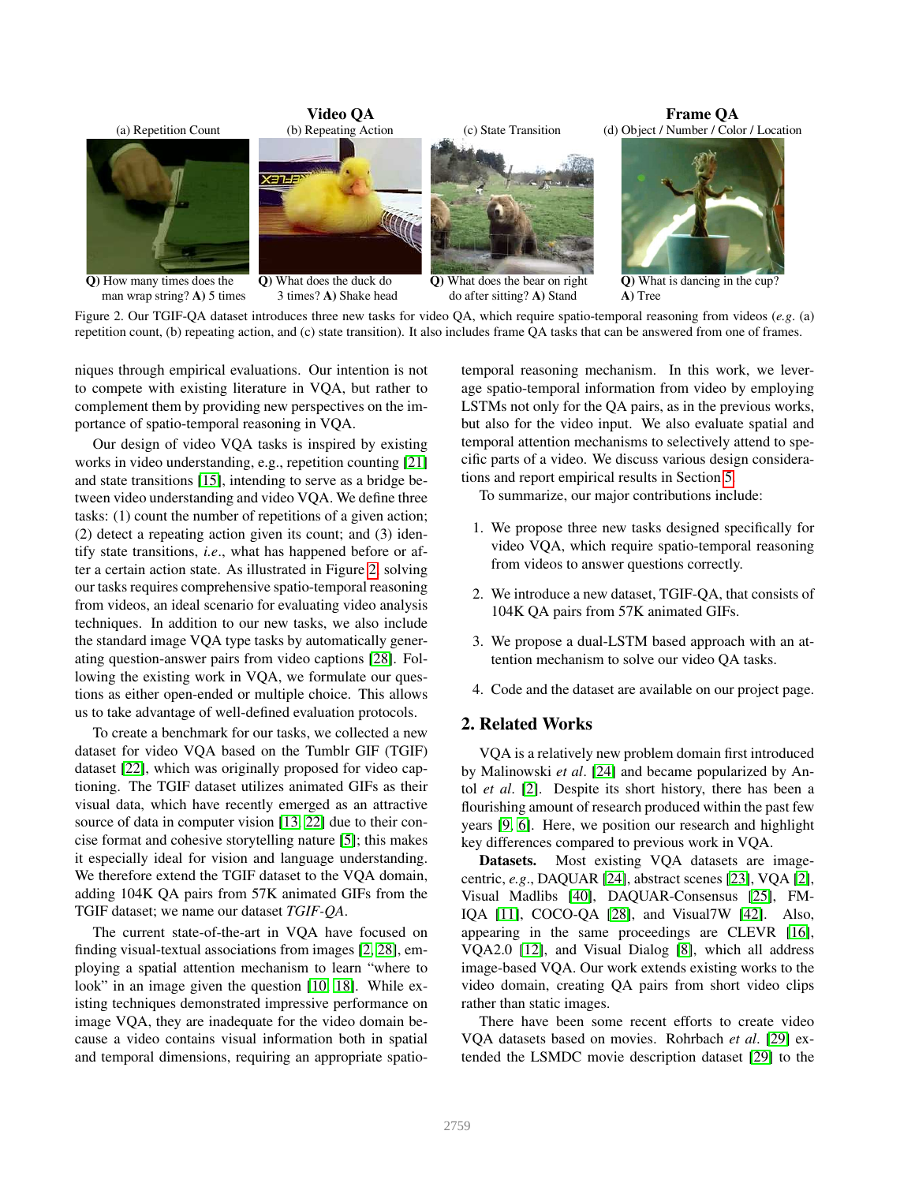**Video QA** — (a) Repetition Count, (b) Repeating Action, (c) State Transition

**Frame QA** — (d) Object / Number / Color / Location

**Q)** How many times does the man wrap string? **A)** 5 times

**Q)** What does the duck do 3 times? **A)** Shake head

**Q)** What does the bear on right do after sitting? **A)** Stand

**Q)** What is dancing in the cup? **A)** Tree

Figure 2. Our TGIF-QA dataset introduces three new tasks for video QA, which require spatio-temporal reasoning from videos (*e.g.* (a) repetition count, (b) repeating action, and (c) state transition). It also includes frame QA tasks that can be answered from one of frames.

niques through empirical evaluations. Our intention is not to compete with existing literature in VQA, but rather to complement them by providing new perspectives on the importance of spatio-temporal reasoning in VQA.

Our design of video VQA tasks is inspired by existing works in video understanding, e.g., repetition counting [21] and state transitions [15], intending to serve as a bridge between video understanding and video VQA. We define three tasks: (1) count the number of repetitions of a given action; (2) detect a repeating action given its count; and (3) identify state transitions, *i.e*., what has happened before or after a certain action state. As illustrated in Figure 2, solving our tasks requires comprehensive spatio-temporal reasoning from videos, an ideal scenario for evaluating video analysis techniques. In addition to our new tasks, we also include the standard image VQA type tasks by automatically generating question-answer pairs from video captions [28]. Following the existing work in VQA, we formulate our questions as either open-ended or multiple choice. This allows us to take advantage of well-defined evaluation protocols.

To create a benchmark for our tasks, we collected a new dataset for video VQA based on the Tumblr GIF (TGIF) dataset [22], which was originally proposed for video captioning. The TGIF dataset utilizes animated GIFs as their visual data, which have recently emerged as an attractive source of data in computer vision [13, 22] due to their concise format and cohesive storytelling nature [5]; this makes it especially ideal for vision and language understanding. We therefore extend the TGIF dataset to the VQA domain, adding 104K QA pairs from 57K animated GIFs from the TGIF dataset; we name our dataset *TGIF-QA*.

The current state-of-the-art in VQA have focused on finding visual-textual associations from images [2, 28], employing a spatial attention mechanism to learn "where to look" in an image given the question [10, 18]. While existing techniques demonstrated impressive performance on image VQA, they are inadequate for the video domain because a video contains visual information both in spatial and temporal dimensions, requiring an appropriate spatio-temporal reasoning mechanism. In this work, we leverage spatio-temporal information from video by employing LSTMs not only for the QA pairs, as in the previous works, but also for the video input. We also evaluate spatial and temporal attention mechanisms to selectively attend to specific parts of a video. We discuss various design considerations and report empirical results in Section 5.

To summarize, our major contributions include:

1. We propose three new tasks designed specifically for video VQA, which require spatio-temporal reasoning from videos to answer questions correctly.
2. We introduce a new dataset, TGIF-QA, that consists of 104K QA pairs from 57K animated GIFs.
3. We propose a dual-LSTM based approach with an attention mechanism to solve our video QA tasks.
4. Code and the dataset are available on our project page.

## 2. Related Works

VQA is a relatively new problem domain first introduced by Malinowski *et al*. [24] and became popularized by Antol *et al*. [2]. Despite its short history, there has been a flourishing amount of research produced within the past few years [9, 6]. Here, we position our research and highlight key differences compared to previous work in VQA.

**Datasets.** Most existing VQA datasets are image-centric, *e.g*., DAQUAR [24], abstract scenes [23], VQA [2], Visual Madlibs [40], DAQUAR-Consensus [25], FM-IQA [11], COCO-QA [28], and Visual7W [42]. Also, appearing in the same proceedings are CLEVR [16], VQA2.0 [12], and Visual Dialog [8], which all address image-based VQA. Our work extends existing works to the video domain, creating QA pairs from short video clips rather than static images.

There have been some recent efforts to create video VQA datasets based on movies. Rohrbach *et al*. [29] extended the LSMDC movie description dataset [29] to the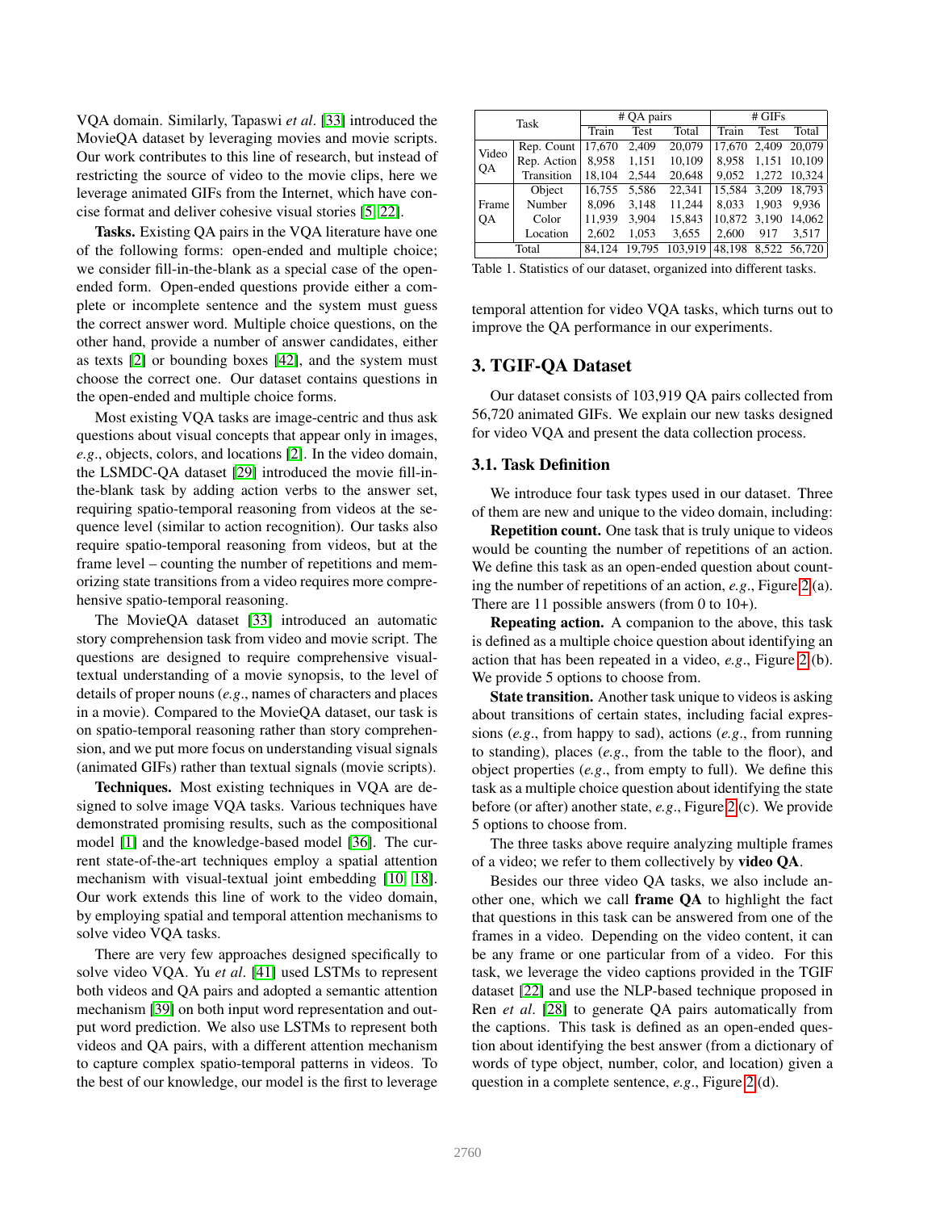VQA domain. Similarly, Tapaswi *et al*. [33] introduced the MovieQA dataset by leveraging movies and movie scripts. Our work contributes to this line of research, but instead of restricting the source of video to the movie clips, here we leverage animated GIFs from the Internet, which have concise format and deliver cohesive visual stories [5, 22].

**Tasks.** Existing QA pairs in the VQA literature have one of the following forms: open-ended and multiple choice; we consider fill-in-the-blank as a special case of the open-ended form. Open-ended questions provide either a complete or incomplete sentence and the system must guess the correct answer word. Multiple choice questions, on the other hand, provide a number of answer candidates, either as texts [2] or bounding boxes [42], and the system must choose the correct one. Our dataset contains questions in the open-ended and multiple choice forms.

Most existing VQA tasks are image-centric and thus ask questions about visual concepts that appear only in images, *e.g*., objects, colors, and locations [2]. In the video domain, the LSMDC-QA dataset [29] introduced the movie fill-in-the-blank task by adding action verbs to the answer set, requiring spatio-temporal reasoning from videos at the sequence level (similar to action recognition). Our tasks also require spatio-temporal reasoning from videos, but at the frame level – counting the number of repetitions and memorizing state transitions from a video requires more comprehensive spatio-temporal reasoning.

The MovieQA dataset [33] introduced an automatic story comprehension task from video and movie script. The questions are designed to require comprehensive visual-textual understanding of a movie synopsis, to the level of details of proper nouns (*e.g*., names of characters and places in a movie). Compared to the MovieQA dataset, our task is on spatio-temporal reasoning rather than story comprehension, and we put more focus on understanding visual signals (animated GIFs) rather than textual signals (movie scripts).

**Techniques.** Most existing techniques in VQA are designed to solve image VQA tasks. Various techniques have demonstrated promising results, such as the compositional model [1] and the knowledge-based model [36]. The current state-of-the-art techniques employ a spatial attention mechanism with visual-textual joint embedding [10, 18]. Our work extends this line of work to the video domain, by employing spatial and temporal attention mechanisms to solve video VQA tasks.

There are very few approaches designed specifically to solve video VQA. Yu *et al*. [41] used LSTMs to represent both videos and QA pairs and adopted a semantic attention mechanism [39] on both input word representation and output word prediction. We also use LSTMs to represent both videos and QA pairs, with a different attention mechanism to capture complex spatio-temporal patterns in videos. To the best of our knowledge, our model is the first to leverage temporal attention for video VQA tasks, which turns out to improve the QA performance in our experiments.

| Task | | # QA pairs | | | # GIFs | | |
|---|---|---|---|---|---|---|---|
| | | Train | Test | Total | Train | Test | Total |
| Video QA | Rep. Count | 17,670 | 2,409 | 20,079 | 17,670 | 2,409 | 20,079 |
| | Rep. Action | 8,958 | 1,151 | 10,109 | 8,958 | 1,151 | 10,109 |
| | Transition | 18,104 | 2,544 | 20,648 | 9,052 | 1,272 | 10,324 |
| Frame QA | Object | 16,755 | 5,586 | 22,341 | 15,584 | 3,209 | 18,793 |
| | Number | 8,096 | 3,148 | 11,244 | 8,033 | 1,903 | 9,936 |
| | Color | 11,939 | 3,904 | 15,843 | 10,872 | 3,190 | 14,062 |
| | Location | 2,602 | 1,053 | 3,655 | 2,600 | 917 | 3,517 |
| Total | | 84,124 | 19,795 | 103,919 | 48,198 | 8,522 | 56,720 |

Table 1. Statistics of our dataset, organized into different tasks.

## 3. TGIF-QA Dataset

Our dataset consists of 103,919 QA pairs collected from 56,720 animated GIFs. We explain our new tasks designed for video VQA and present the data collection process.

### 3.1. Task Definition

We introduce four task types used in our dataset. Three of them are new and unique to the video domain, including:

**Repetition count.** One task that is truly unique to videos would be counting the number of repetitions of an action. We define this task as an open-ended question about counting the number of repetitions of an action, *e.g*., Figure 2 (a). There are 11 possible answers (from 0 to 10+).

**Repeating action.** A companion to the above, this task is defined as a multiple choice question about identifying an action that has been repeated in a video, *e.g*., Figure 2 (b). We provide 5 options to choose from.

**State transition.** Another task unique to videos is asking about transitions of certain states, including facial expressions (*e.g*., from happy to sad), actions (*e.g*., from running to standing), places (*e.g*., from the table to the floor), and object properties (*e.g*., from empty to full). We define this task as a multiple choice question about identifying the state before (or after) another state, *e.g*., Figure 2 (c). We provide 5 options to choose from.

The three tasks above require analyzing multiple frames of a video; we refer to them collectively by **video QA**.

Besides our three video QA tasks, we also include another one, which we call **frame QA** to highlight the fact that questions in this task can be answered from one of the frames in a video. Depending on the video content, it can be any frame or one particular from of a video. For this task, we leverage the video captions provided in the TGIF dataset [22] and use the NLP-based technique proposed in Ren *et al*. [28] to generate QA pairs automatically from the captions. This task is defined as an open-ended question about identifying the best answer (from a dictionary of words of type object, number, color, and location) given a question in a complete sentence, *e.g*., Figure 2 (d).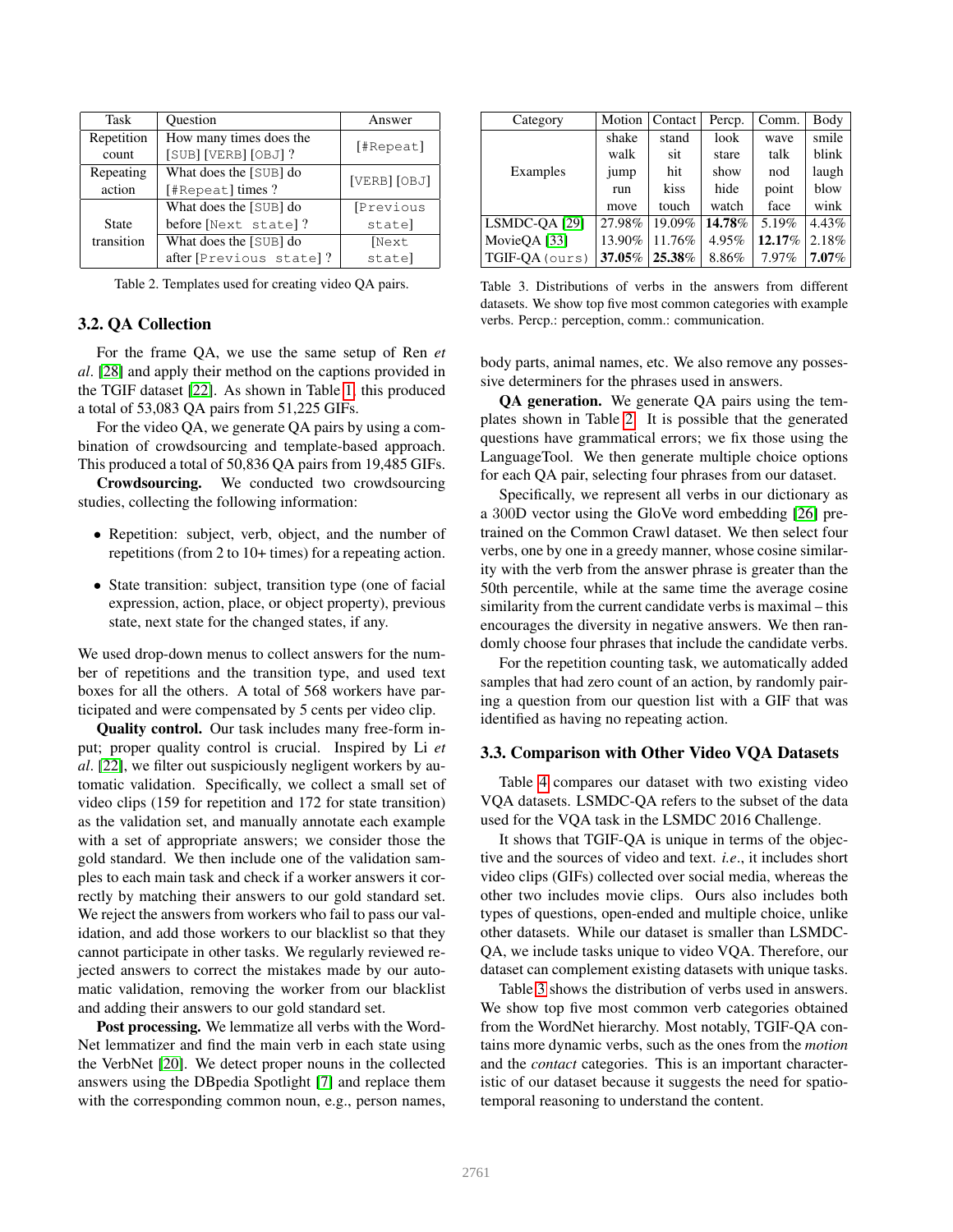| Task | Question | Answer |
| --- | --- | --- |
| Repetition count | How many times does the [SUB] [VERB] [OBJ] ? | [#Repeat] |
| Repeating action | What does the [SUB] do [#Repeat] times ? | [VERB] [OBJ] |
| State transition | What does the [SUB] do before [Next state] ? | [Previous state] |
| | What does the [SUB] do after [Previous state] ? | [Next state] |

Table 2. Templates used for creating video QA pairs.

### 3.2. QA Collection

For the frame QA, we use the same setup of Ren *et al*. [28] and apply their method on the captions provided in the TGIF dataset [22]. As shown in Table 1, this produced a total of 53,083 QA pairs from 51,225 GIFs.

For the video QA, we generate QA pairs by using a combination of crowdsourcing and template-based approach. This produced a total of 50,836 QA pairs from 19,485 GIFs.

**Crowdsourcing.** We conducted two crowdsourcing studies, collecting the following information:

- Repetition: subject, verb, object, and the number of repetitions (from 2 to 10+ times) for a repeating action.
- State transition: subject, transition type (one of facial expression, action, place, or object property), previous state, next state for the changed states, if any.

We used drop-down menus to collect answers for the number of repetitions and the transition type, and used text boxes for all the others. A total of 568 workers have participated and were compensated by 5 cents per video clip.

**Quality control.** Our task includes many free-form input; proper quality control is crucial. Inspired by Li *et al*. [22], we filter out suspiciously negligent workers by automatic validation. Specifically, we collect a small set of video clips (159 for repetition and 172 for state transition) as the validation set, and manually annotate each example with a set of appropriate answers; we consider those the gold standard. We then include one of the validation samples to each main task and check if a worker answers it correctly by matching their answers to our gold standard set. We reject the answers from workers who fail to pass our validation, and add those workers to our blacklist so that they cannot participate in other tasks. We regularly reviewed rejected answers to correct the mistakes made by our automatic validation, removing the worker from our blacklist and adding their answers to our gold standard set.

**Post processing.** We lemmatize all verbs with the WordNet lemmatizer and find the main verb in each state using the VerbNet [20]. We detect proper nouns in the collected answers using the DBpedia Spotlight [7] and replace them with the corresponding common noun, e.g., person names, body parts, animal names, etc. We also remove any possessive determiners for the phrases used in answers.

| Category | Motion | Contact | Percp. | Comm. | Body |
| --- | --- | --- | --- | --- | --- |
| Examples | shake | stand | look | wave | smile |
| | walk | sit | stare | talk | blink |
| | jump | hit | show | nod | laugh |
| | run | kiss | hide | point | blow |
| | move | touch | watch | face | wink |
| LSMDC-QA [29] | 27.98% | 19.09% | **14.78%** | 5.19% | 4.43% |
| MovieQA [33] | 13.90% | 11.76% | 4.95% | **12.17%** | 2.18% |
| TGIF-QA (ours) | **37.05%** | **25.38%** | 8.86% | 7.97% | **7.07%** |

Table 3. Distributions of verbs in the answers from different datasets. We show top five most common categories with example verbs. Percp.: perception, comm.: communication.

**QA generation.** We generate QA pairs using the templates shown in Table 2. It is possible that the generated questions have grammatical errors; we fix those using the LanguageTool. We then generate multiple choice options for each QA pair, selecting four phrases from our dataset.

Specifically, we represent all verbs in our dictionary as a 300D vector using the GloVe word embedding [26] pretrained on the Common Crawl dataset. We then select four verbs, one by one in a greedy manner, whose cosine similarity with the verb from the answer phrase is greater than the 50th percentile, while at the same time the average cosine similarity from the current candidate verbs is maximal – this encourages the diversity in negative answers. We then randomly choose four phrases that include the candidate verbs.

For the repetition counting task, we automatically added samples that had zero count of an action, by randomly pairing a question from our question list with a GIF that was identified as having no repeating action.

### 3.3. Comparison with Other Video VQA Datasets

Table 4 compares our dataset with two existing video VQA datasets. LSMDC-QA refers to the subset of the data used for the VQA task in the LSMDC 2016 Challenge.

It shows that TGIF-QA is unique in terms of the objective and the sources of video and text. *i.e*., it includes short video clips (GIFs) collected over social media, whereas the other two includes movie clips. Ours also includes both types of questions, open-ended and multiple choice, unlike other datasets. While our dataset is smaller than LSMDC-QA, we include tasks unique to video VQA. Therefore, our dataset can complement existing datasets with unique tasks.

Table 3 shows the distribution of verbs used in answers. We show top five most common verb categories obtained from the WordNet hierarchy. Most notably, TGIF-QA contains more dynamic verbs, such as the ones from the *motion* and the *contact* categories. This is an important characteristic of our dataset because it suggests the need for spatio-temporal reasoning to understand the content.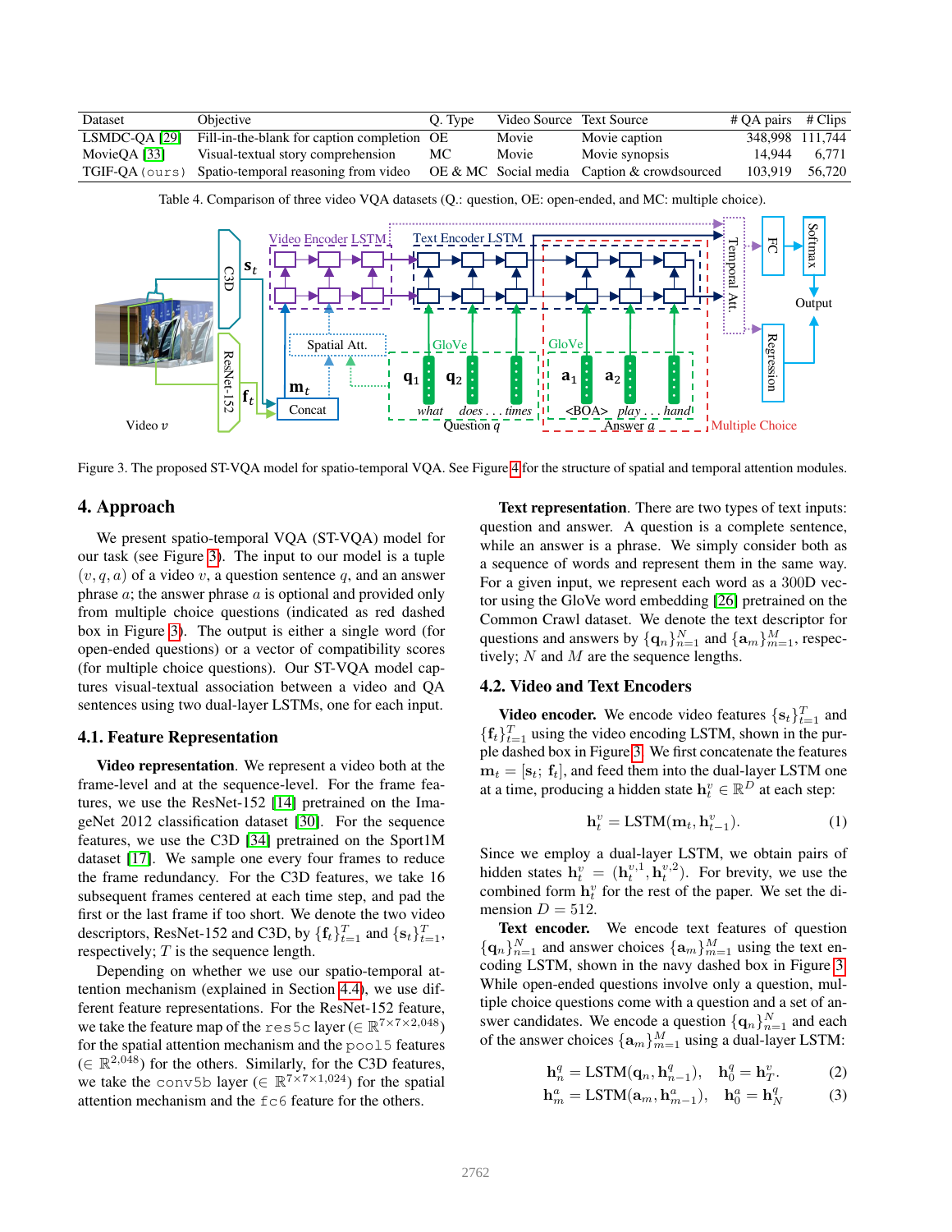| Dataset | Objective | Q. Type | Video Source | Text Source | # QA pairs | # Clips |
|---|---|---|---|---|---|---|
| LSMDC-QA [29] | Fill-in-the-blank for caption completion | OE | Movie | Movie caption | 348,998 | 111,744 |
| MovieQA [33] | Visual-textual story comprehension | MC | Movie | Movie synopsis | 14,944 | 6,771 |
| TGIF-QA (ours) | Spatio-temporal reasoning from video | OE & MC | Social media | Caption & crowdsourced | 103,919 | 56,720 |

Table 4. Comparison of three video VQA datasets (Q.: question, OE: open-ended, and MC: multiple choice).

Figure 3. The proposed ST-VQA model for spatio-temporal VQA. See Figure 4 for the structure of spatial and temporal attention modules.

## 4. Approach

We present spatio-temporal VQA (ST-VQA) model for our task (see Figure 3). The input to our model is a tuple $(v, q, a)$ of a video $v$, a question sentence $q$, and an answer phrase $a$; the answer phrase $a$ is optional and provided only from multiple choice questions (indicated as red dashed box in Figure 3). The output is either a single word (for open-ended questions) or a vector of compatibility scores (for multiple choice questions). Our ST-VQA model captures visual-textual association between a video and QA sentences using two dual-layer LSTMs, one for each input.

### 4.1. Feature Representation

**Video representation**. We represent a video both at the frame-level and at the sequence-level. For the frame features, we use the ResNet-152 [14] pretrained on the ImageNet 2012 classification dataset [30]. For the sequence features, we use the C3D [34] pretrained on the Sport1M dataset [17]. We sample one every four frames to reduce the frame redundancy. For the C3D features, we take 16 subsequent frames centered at each time step, and pad the first or the last frame if too short. We denote the two video descriptors, ResNet-152 and C3D, by $\{\mathbf{f}_t\}_{t=1}^{T}$ and $\{\mathbf{s}_t\}_{t=1}^{T}$, respectively; $T$ is the sequence length.

Depending on whether we use our spatio-temporal attention mechanism (explained in Section 4.4), we use different feature representations. For the ResNet-152 feature, we take the feature map of the res5c layer ($\in \mathbb{R}^{7\times7\times2,048}$) for the spatial attention mechanism and the pool5 features ($\in \mathbb{R}^{2,048}$) for the others. Similarly, for the C3D features, we take the conv5b layer ($\in \mathbb{R}^{7\times7\times1,024}$) for the spatial attention mechanism and the fc6 feature for the others.

**Text representation**. There are two types of text inputs: question and answer. A question is a complete sentence, while an answer is a phrase. We simply consider both as a sequence of words and represent them in the same way. For a given input, we represent each word as a 300D vector using the GloVe word embedding [26] pretrained on the Common Crawl dataset. We denote the text descriptor for questions and answers by $\{\mathbf{q}_n\}_{n=1}^{N}$ and $\{\mathbf{a}_m\}_{m=1}^{M}$, respectively; $N$ and $M$ are the sequence lengths.

### 4.2. Video and Text Encoders

**Video encoder.** We encode video features $\{\mathbf{s}_t\}_{t=1}^{T}$ and $\{\mathbf{f}_t\}_{t=1}^{T}$ using the video encoding LSTM, shown in the purple dashed box in Figure 3. We first concatenate the features $\mathbf{m}_t = [\mathbf{s}_t;\ \mathbf{f}_t]$, and feed them into the dual-layer LSTM one at a time, producing a hidden state $\mathbf{h}_t^v \in \mathbb{R}^D$ at each step:

$$\mathbf{h}_t^v = \text{LSTM}(\mathbf{m}_t, \mathbf{h}_{t-1}^v). \tag{1}$$

Since we employ a dual-layer LSTM, we obtain pairs of hidden states $\mathbf{h}_t^v = (\mathbf{h}_t^{v,1}, \mathbf{h}_t^{v,2})$. For brevity, we use the combined form $\mathbf{h}_t^v$ for the rest of the paper. We set the dimension $D = 512$.

**Text encoder.** We encode text features of question $\{\mathbf{q}_n\}_{n=1}^{N}$ and answer choices $\{\mathbf{a}_m\}_{m=1}^{M}$ using the text encoding LSTM, shown in the navy dashed box in Figure 3. While open-ended questions involve only a question, multiple choice questions come with a question and a set of answer candidates. We encode a question $\{\mathbf{q}_n\}_{n=1}^{N}$ and each of the answer choices $\{\mathbf{a}_m\}_{m=1}^{M}$ using a dual-layer LSTM:

$$\mathbf{h}_n^q = \text{LSTM}(\mathbf{q}_n, \mathbf{h}_{n-1}^q), \quad \mathbf{h}_0^q = \mathbf{h}_T^v. \tag{2}$$

$$\mathbf{h}_m^a = \text{LSTM}(\mathbf{a}_m, \mathbf{h}_{m-1}^a), \quad \mathbf{h}_0^a = \mathbf{h}_N^q \tag{3}$$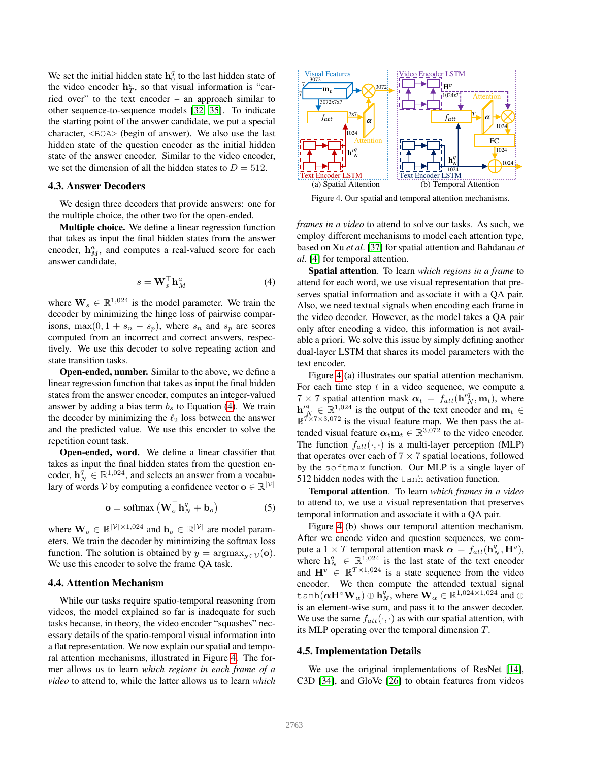We set the initial hidden state $\mathbf{h}_0^q$ to the last hidden state of the video encoder $\mathbf{h}_T^v$, so that visual information is "carried over" to the text encoder – an approach similar to other sequence-to-sequence models [32, 35]. To indicate the starting point of the answer candidate, we put a special character, <BOA> (begin of answer). We also use the last hidden state of the question encoder as the initial hidden state of the answer encoder. Similar to the video encoder, we set the dimension of all the hidden states to $D = 512$.

### 4.3. Answer Decoders

We design three decoders that provide answers: one for the multiple choice, the other two for the open-ended.

**Multiple choice.** We define a linear regression function that takes as input the final hidden states from the answer encoder, $\mathbf{h}_M^a$, and computes a real-valued score for each answer candidate,

$$s = \mathbf{W}_s^\top \mathbf{h}_M^a \tag{4}$$

where $\mathbf{W}_s \in \mathbb{R}^{1,024}$ is the model parameter. We train the decoder by minimizing the hinge loss of pairwise comparisons, $\max(0, 1 + s_n - s_p)$, where $s_n$ and $s_p$ are scores computed from an incorrect and correct answers, respectively. We use this decoder to solve repeating action and state transition tasks.

**Open-ended, number.** Similar to the above, we define a linear regression function that takes as input the final hidden states from the answer encoder, computes an integer-valued answer by adding a bias term $b_s$ to Equation (4). We train the decoder by minimizing the $\ell_2$ loss between the answer and the predicted value. We use this encoder to solve the repetition count task.

**Open-ended, word.** We define a linear classifier that takes as input the final hidden states from the question encoder, $\mathbf{h}_N^q \in \mathbb{R}^{1,024}$, and selects an answer from a vocabulary of words $\mathcal{V}$ by computing a confidence vector $\mathbf{o} \in \mathbb{R}^{|\mathcal{V}|}$

$$\mathbf{o} = \text{softmax}\left(\mathbf{W}_o^\top \mathbf{h}_N^q + \mathbf{b}_o\right) \tag{5}$$

where $\mathbf{W}_o \in \mathbb{R}^{|\mathcal{V}|\times 1,024}$ and $\mathbf{b}_o \in \mathbb{R}^{|\mathcal{V}|}$ are model parameters. We train the decoder by minimizing the softmax loss function. The solution is obtained by $y = \text{argmax}_{\mathbf{y}\in\mathcal{V}}(\mathbf{o})$. We use this encoder to solve the frame QA task.

### 4.4. Attention Mechanism

While our tasks require spatio-temporal reasoning from videos, the model explained so far is inadequate for such tasks because, in theory, the video encoder "squashes" necessary details of the spatio-temporal visual information into a flat representation. We now explain our spatial and temporal attention mechanisms, illustrated in Figure 4. The former allows us to learn *which regions in each frame of a video* to attend to, while the latter allows us to learn *which frames in a video* to attend to solve our tasks. As such, we employ different mechanisms to model each attention type, based on Xu *et al*. [37] for spatial attention and Bahdanau *et al*. [4] for temporal attention.

Figure 4. Our spatial and temporal attention mechanisms.

**Spatial attention**. To learn *which regions in a frame* to attend for each word, we use visual representation that preserves spatial information and associate it with a QA pair. Also, we need textual signals when encoding each frame in the video decoder. However, as the model takes a QA pair only after encoding a video, this information is not available a priori. We solve this issue by simply defining another dual-layer LSTM that shares its model parameters with the text encoder.

Figure 4 (a) illustrates our spatial attention mechanism. For each time step $t$ in a video sequence, we compute a $7 \times 7$ spatial attention mask $\boldsymbol{\alpha}_t = f_{att}(\mathbf{h'}_N^q, \mathbf{m}_t)$, where $\mathbf{h'}_N^q \in \mathbb{R}^{1,024}$ is the output of the text encoder and $\mathbf{m}_t \in \mathbb{R}^{7\times7\times3,072}$ is the visual feature map. We then pass the attended visual feature $\boldsymbol{\alpha}_t\mathbf{m}_t \in \mathbb{R}^{3,072}$ to the video encoder. The function $f_{att}(\cdot, \cdot)$ is a multi-layer perception (MLP) that operates over each of $7 \times 7$ spatial locations, followed by the softmax function. Our MLP is a single layer of 512 hidden nodes with the tanh activation function.

**Temporal attention**. To learn *which frames in a video* to attend to, we use a visual representation that preserves temporal information and associate it with a QA pair.

Figure 4 (b) shows our temporal attention mechanism. After we encode video and question sequences, we compute a $1 \times T$ temporal attention mask $\boldsymbol{\alpha} = f_{att}(\mathbf{h}_N^q, \mathbf{H}^v)$, where $\mathbf{h}_N^q \in \mathbb{R}^{1,024}$ is the last state of the text encoder and $\mathbf{H}^v \in \mathbb{R}^{T\times1,024}$ is a state sequence from the video encoder. We then compute the attended textual signal $\tanh(\boldsymbol{\alpha}\mathbf{H}^v\mathbf{W}_\alpha) \oplus \mathbf{h}_N^q$, where $\mathbf{W}_\alpha \in \mathbb{R}^{1,024\times1,024}$ and $\oplus$ is an element-wise sum, and pass it to the answer decoder. We use the same $f_{att}(\cdot, \cdot)$ as with our spatial attention, with its MLP operating over the temporal dimension $T$.

### 4.5. Implementation Details

We use the original implementations of ResNet [14], C3D [34], and GloVe [26] to obtain features from videos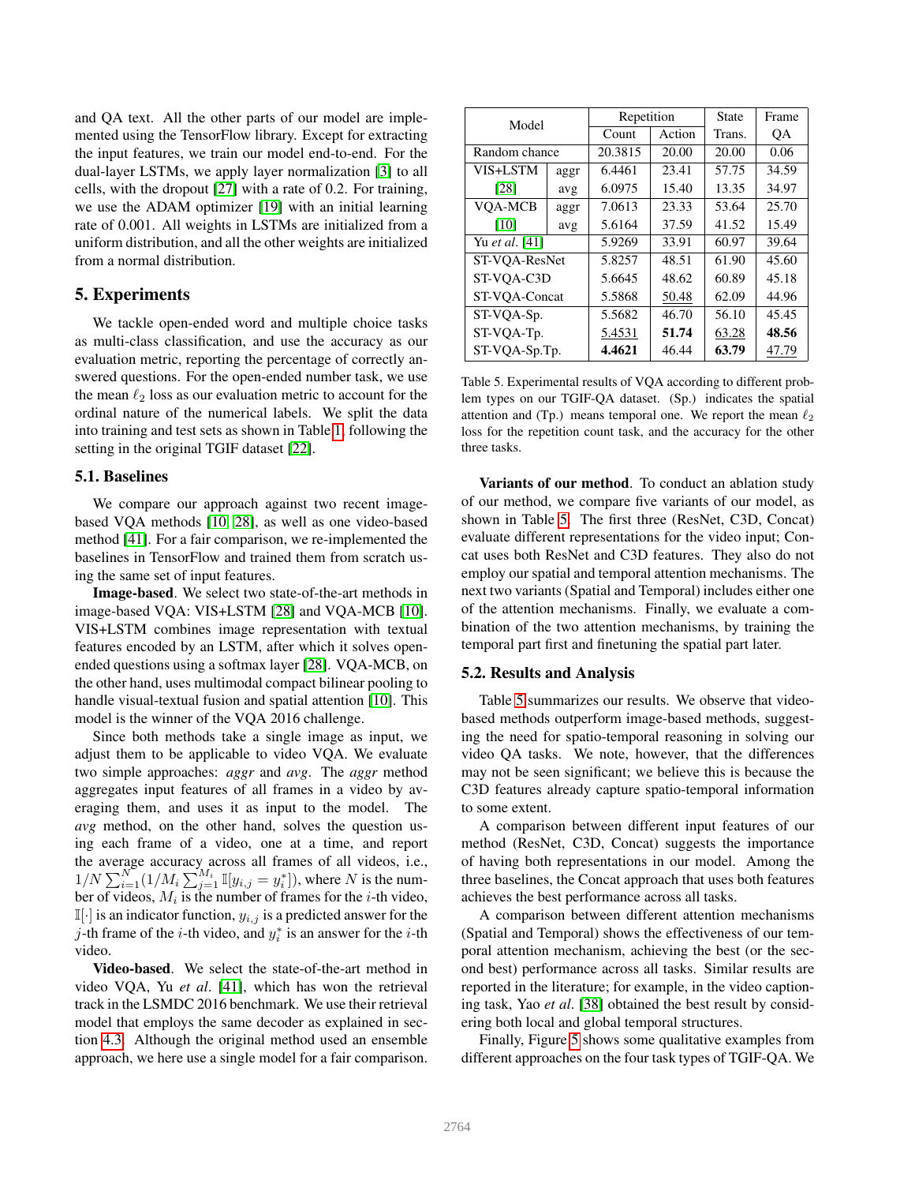and QA text. All the other parts of our model are implemented using the TensorFlow library. Except for extracting the input features, we train our model end-to-end. For the dual-layer LSTMs, we apply layer normalization [3] to all cells, with the dropout [27] with a rate of 0.2. For training, we use the ADAM optimizer [19] with an initial learning rate of 0.001. All weights in LSTMs are initialized from a uniform distribution, and all the other weights are initialized from a normal distribution.

## 5. Experiments

We tackle open-ended word and multiple choice tasks as multi-class classification, and use the accuracy as our evaluation metric, reporting the percentage of correctly answered questions. For the open-ended number task, we use the mean $\ell_2$ loss as our evaluation metric to account for the ordinal nature of the numerical labels. We split the data into training and test sets as shown in Table 1, following the setting in the original TGIF dataset [22].

### 5.1. Baselines

We compare our approach against two recent image-based VQA methods [10, 28], as well as one video-based method [41]. For a fair comparison, we re-implemented the baselines in TensorFlow and trained them from scratch using the same set of input features.

**Image-based**. We select two state-of-the-art methods in image-based VQA: VIS+LSTM [28] and VQA-MCB [10]. VIS+LSTM combines image representation with textual features encoded by an LSTM, after which it solves open-ended questions using a softmax layer [28]. VQA-MCB, on the other hand, uses multimodal compact bilinear pooling to handle visual-textual fusion and spatial attention [10]. This model is the winner of the VQA 2016 challenge.

Since both methods take a single image as input, we adjust them to be applicable to video VQA. We evaluate two simple approaches: *aggr* and *avg*. The *aggr* method aggregates input features of all frames in a video by averaging them, and uses it as input to the model. The *avg* method, on the other hand, solves the question using each frame of a video, one at a time, and report the average accuracy across all frames of all videos, i.e., $1/N \sum_{i=1}^{N} (1/M_i \sum_{j=1}^{M_i} \mathbb{I}[y_{i,j} = y_i^*])$, where $N$ is the number of videos, $M_i$ is the number of frames for the $i$-th video, $\mathbb{I}[\cdot]$ is an indicator function, $y_{i,j}$ is a predicted answer for the $j$-th frame of the $i$-th video, and $y_i^*$ is an answer for the $i$-th video.

**Video-based**. We select the state-of-the-art method in video VQA, Yu *et al*. [41], which has won the retrieval track in the LSMDC 2016 benchmark. We use their retrieval model that employs the same decoder as explained in section 4.3. Although the original method used an ensemble approach, we here use a single model for a fair comparison.

| Model | | Repetition Count | Repetition Action | State Trans. | Frame QA |
|---|---|---|---|---|---|
| Random chance | | 20.3815 | 20.00 | 20.00 | 0.06 |
| VIS+LSTM [28] | aggr | 6.4461 | 23.41 | 57.75 | 34.59 |
| | avg | 6.0975 | 15.40 | 13.35 | 34.97 |
| VQA-MCB [10] | aggr | 7.0613 | 23.33 | 53.64 | 25.70 |
| | avg | 5.6164 | 37.59 | 41.52 | 15.49 |
| Yu *et al*. [41] | | 5.9269 | 33.91 | 60.97 | 39.64 |
| ST-VQA-ResNet | | 5.8257 | 48.51 | 61.90 | 45.60 |
| ST-VQA-C3D | | 5.6645 | 48.62 | 60.89 | 45.18 |
| ST-VQA-Concat | | 5.5868 | <u>50.48</u> | 62.09 | 44.96 |
| ST-VQA-Sp. | | 5.5682 | 46.70 | 56.10 | 45.45 |
| ST-VQA-Tp. | | <u>5.4531</u> | **51.74** | <u>63.28</u> | **48.56** |
| ST-VQA-Sp.Tp. | | **4.4621** | 46.44 | **63.79** | <u>47.79</u> |

Table 5. Experimental results of VQA according to different problem types on our TGIF-QA dataset. (Sp.) indicates the spatial attention and (Tp.) means temporal one. We report the mean $\ell_2$ loss for the repetition count task, and the accuracy for the other three tasks.

**Variants of our method**. To conduct an ablation study of our method, we compare five variants of our model, as shown in Table 5. The first three (ResNet, C3D, Concat) evaluate different representations for the video input; Concat uses both ResNet and C3D features. They also do not employ our spatial and temporal attention mechanisms. The next two variants (Spatial and Temporal) includes either one of the attention mechanisms. Finally, we evaluate a combination of the two attention mechanisms, by training the temporal part first and finetuning the spatial part later.

### 5.2. Results and Analysis

Table 5 summarizes our results. We observe that video-based methods outperform image-based methods, suggesting the need for spatio-temporal reasoning in solving our video QA tasks. We note, however, that the differences may not be seen significant; we believe this is because the C3D features already capture spatio-temporal information to some extent.

A comparison between different input features of our method (ResNet, C3D, Concat) suggests the importance of having both representations in our model. Among the three baselines, the Concat approach that uses both features achieves the best performance across all tasks.

A comparison between different attention mechanisms (Spatial and Temporal) shows the effectiveness of our temporal attention mechanism, achieving the best (or the second best) performance across all tasks. Similar results are reported in the literature; for example, in the video captioning task, Yao *et al*. [38] obtained the best result by considering both local and global temporal structures.

Finally, Figure 5 shows some qualitative examples from different approaches on the four task types of TGIF-QA. We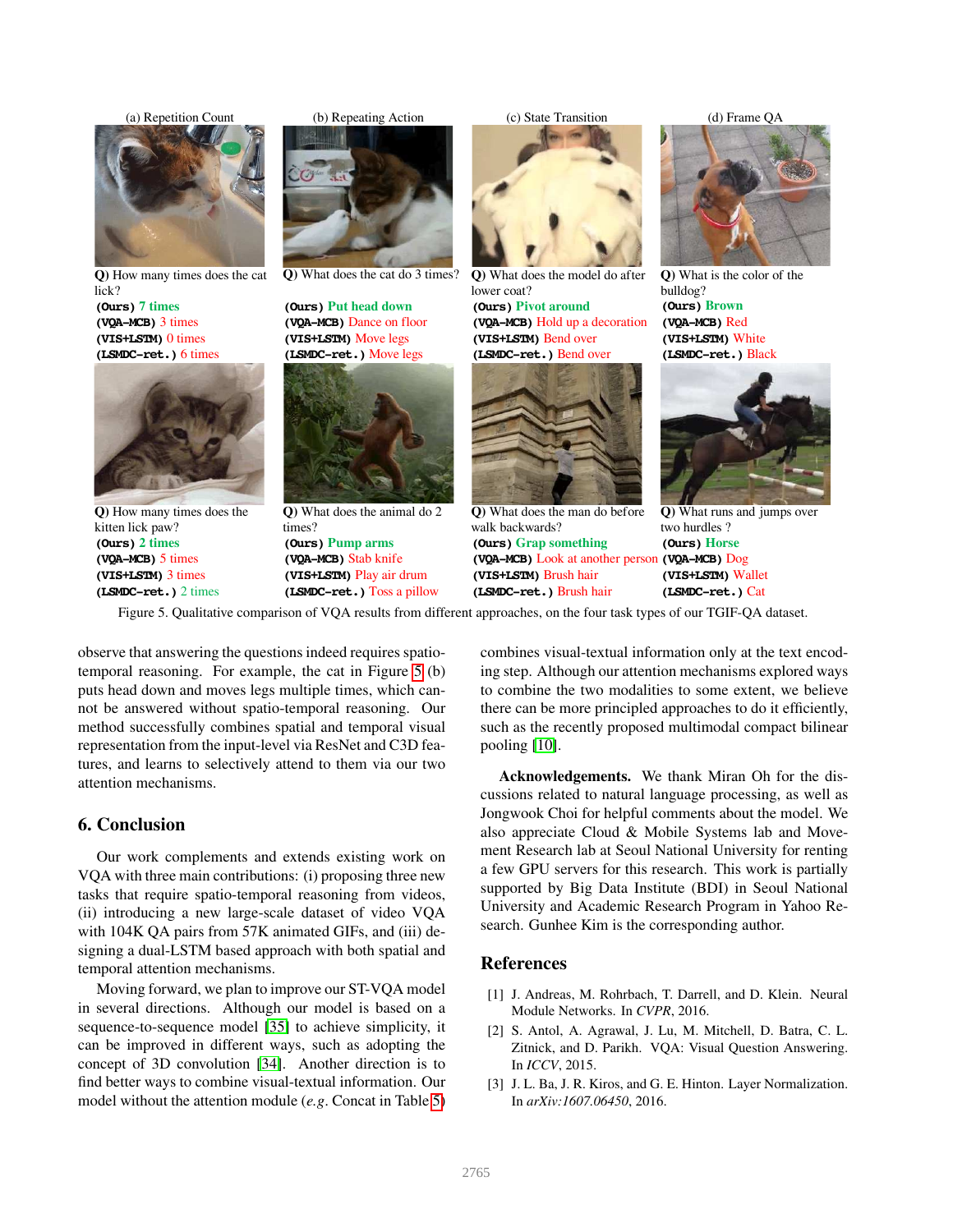(a) Repetition Count

Q) How many times does the cat lick?
(Ours) 7 times
(VQA-MCB) 3 times
(VIS+LSTM) 0 times
(LSMDC-ret.) 6 times

Q) How many times does the kitten lick paw?
(Ours) 2 times
(VQA-MCB) 5 times
(VIS+LSTM) 3 times
(LSMDC-ret.) 2 times

(b) Repeating Action

Q) What does the cat do 3 times?
(Ours) Put head down
(VQA-MCB) Dance on floor
(VIS+LSTM) Move legs
(LSMDC-ret.) Move legs

Q) What does the animal do 2 times?
(Ours) Pump arms
(VQA-MCB) Stab knife
(VIS+LSTM) Play air drum
(LSMDC-ret.) Toss a pillow

(c) State Transition

Q) What does the model do after lower coat?
(Ours) Pivot around
(VQA-MCB) Hold up a decoration
(VIS+LSTM) Bend over
(LSMDC-ret.) Bend over

Q) What does the man do before walk backwards?
(Ours) Grap something
(VQA-MCB) Look at another person
(VIS+LSTM) Brush hair
(LSMDC-ret.) Brush hair

(d) Frame QA

Q) What is the color of the bulldog?
(Ours) Brown
(VQA-MCB) Red
(VIS+LSTM) White
(LSMDC-ret.) Black

Q) What runs and jumps over two hurdles ?
(Ours) Horse
(VQA-MCB) Dog
(VIS+LSTM) Wallet
(LSMDC-ret.) Cat

Figure 5. Qualitative comparison of VQA results from different approaches, on the four task types of our TGIF-QA dataset.

observe that answering the questions indeed requires spatio-temporal reasoning. For example, the cat in Figure 5 (b) puts head down and moves legs multiple times, which cannot be answered without spatio-temporal reasoning. Our method successfully combines spatial and temporal visual representation from the input-level via ResNet and C3D features, and learns to selectively attend to them via our two attention mechanisms.

## 6. Conclusion

Our work complements and extends existing work on VQA with three main contributions: (i) proposing three new tasks that require spatio-temporal reasoning from videos, (ii) introducing a new large-scale dataset of video VQA with 104K QA pairs from 57K animated GIFs, and (iii) designing a dual-LSTM based approach with both spatial and temporal attention mechanisms.

Moving forward, we plan to improve our ST-VQA model in several directions. Although our model is based on a sequence-to-sequence model [35] to achieve simplicity, it can be improved in different ways, such as adopting the concept of 3D convolution [34]. Another direction is to find better ways to combine visual-textual information. Our model without the attention module (*e.g.* Concat in Table 5) combines visual-textual information only at the text encoding step. Although our attention mechanisms explored ways to combine the two modalities to some extent, we believe there can be more principled approaches to do it efficiently, such as the recently proposed multimodal compact bilinear pooling [10].

**Acknowledgements.** We thank Miran Oh for the discussions related to natural language processing, as well as Jongwook Choi for helpful comments about the model. We also appreciate Cloud & Mobile Systems lab and Movement Research lab at Seoul National University for renting a few GPU servers for this research. This work is partially supported by Big Data Institute (BDI) in Seoul National University and Academic Research Program in Yahoo Research. Gunhee Kim is the corresponding author.

## References

[1] J. Andreas, M. Rohrbach, T. Darrell, and D. Klein. Neural Module Networks. In *CVPR*, 2016.

[2] S. Antol, A. Agrawal, J. Lu, M. Mitchell, D. Batra, C. L. Zitnick, and D. Parikh. VQA: Visual Question Answering. In *ICCV*, 2015.

[3] J. L. Ba, J. R. Kiros, and G. E. Hinton. Layer Normalization. In *arXiv:1607.06450*, 2016.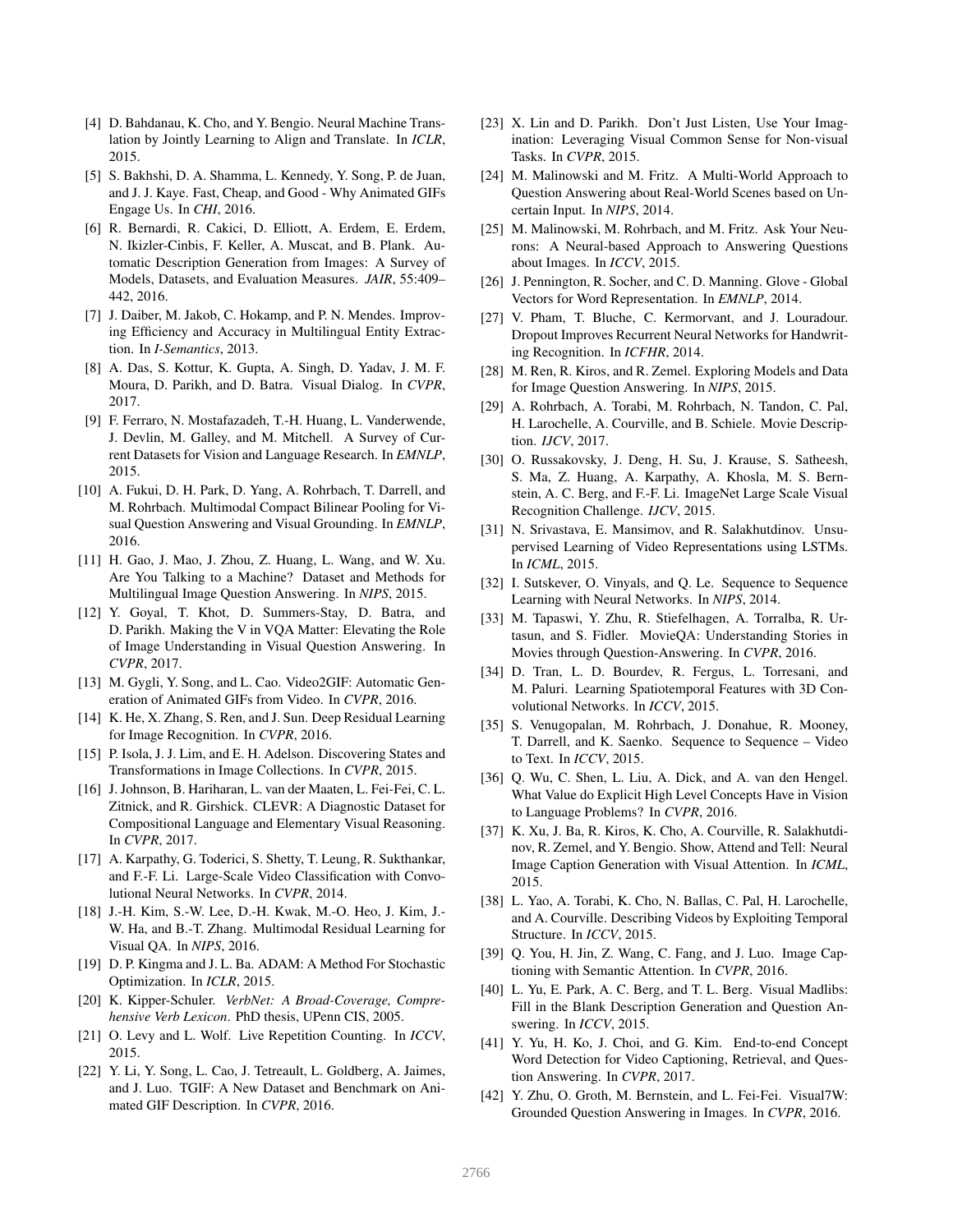[4] D. Bahdanau, K. Cho, and Y. Bengio. Neural Machine Translation by Jointly Learning to Align and Translate. In *ICLR*, 2015.

[5] S. Bakhshi, D. A. Shamma, L. Kennedy, Y. Song, P. de Juan, and J. J. Kaye. Fast, Cheap, and Good - Why Animated GIFs Engage Us. In *CHI*, 2016.

[6] R. Bernardi, R. Cakici, D. Elliott, A. Erdem, E. Erdem, N. Ikizler-Cinbis, F. Keller, A. Muscat, and B. Plank. Automatic Description Generation from Images: A Survey of Models, Datasets, and Evaluation Measures. *JAIR*, 55:409–442, 2016.

[7] J. Daiber, M. Jakob, C. Hokamp, and P. N. Mendes. Improving Efficiency and Accuracy in Multilingual Entity Extraction. In *I-Semantics*, 2013.

[8] A. Das, S. Kottur, K. Gupta, A. Singh, D. Yadav, J. M. F. Moura, D. Parikh, and D. Batra. Visual Dialog. In *CVPR*, 2017.

[9] F. Ferraro, N. Mostafazadeh, T.-H. Huang, L. Vanderwende, J. Devlin, M. Galley, and M. Mitchell. A Survey of Current Datasets for Vision and Language Research. In *EMNLP*, 2015.

[10] A. Fukui, D. H. Park, D. Yang, A. Rohrbach, T. Darrell, and M. Rohrbach. Multimodal Compact Bilinear Pooling for Visual Question Answering and Visual Grounding. In *EMNLP*, 2016.

[11] H. Gao, J. Mao, J. Zhou, Z. Huang, L. Wang, and W. Xu. Are You Talking to a Machine? Dataset and Methods for Multilingual Image Question Answering. In *NIPS*, 2015.

[12] Y. Goyal, T. Khot, D. Summers-Stay, D. Batra, and D. Parikh. Making the V in VQA Matter: Elevating the Role of Image Understanding in Visual Question Answering. In *CVPR*, 2017.

[13] M. Gygli, Y. Song, and L. Cao. Video2GIF: Automatic Generation of Animated GIFs from Video. In *CVPR*, 2016.

[14] K. He, X. Zhang, S. Ren, and J. Sun. Deep Residual Learning for Image Recognition. In *CVPR*, 2016.

[15] P. Isola, J. J. Lim, and E. H. Adelson. Discovering States and Transformations in Image Collections. In *CVPR*, 2015.

[16] J. Johnson, B. Hariharan, L. van der Maaten, L. Fei-Fei, C. L. Zitnick, and R. Girshick. CLEVR: A Diagnostic Dataset for Compositional Language and Elementary Visual Reasoning. In *CVPR*, 2017.

[17] A. Karpathy, G. Toderici, S. Shetty, T. Leung, R. Sukthankar, and F.-F. Li. Large-Scale Video Classification with Convolutional Neural Networks. In *CVPR*, 2014.

[18] J.-H. Kim, S.-W. Lee, D.-H. Kwak, M.-O. Heo, J. Kim, J.-W. Ha, and B.-T. Zhang. Multimodal Residual Learning for Visual QA. In *NIPS*, 2016.

[19] D. P. Kingma and J. L. Ba. ADAM: A Method For Stochastic Optimization. In *ICLR*, 2015.

[20] K. Kipper-Schuler. *VerbNet: A Broad-Coverage, Comprehensive Verb Lexicon*. PhD thesis, UPenn CIS, 2005.

[21] O. Levy and L. Wolf. Live Repetition Counting. In *ICCV*, 2015.

[22] Y. Li, Y. Song, L. Cao, J. Tetreault, L. Goldberg, A. Jaimes, and J. Luo. TGIF: A New Dataset and Benchmark on Animated GIF Description. In *CVPR*, 2016.

[23] X. Lin and D. Parikh. Don't Just Listen, Use Your Imagination: Leveraging Visual Common Sense for Non-visual Tasks. In *CVPR*, 2015.

[24] M. Malinowski and M. Fritz. A Multi-World Approach to Question Answering about Real-World Scenes based on Uncertain Input. In *NIPS*, 2014.

[25] M. Malinowski, M. Rohrbach, and M. Fritz. Ask Your Neurons: A Neural-based Approach to Answering Questions about Images. In *ICCV*, 2015.

[26] J. Pennington, R. Socher, and C. D. Manning. Glove - Global Vectors for Word Representation. In *EMNLP*, 2014.

[27] V. Pham, T. Bluche, C. Kermorvant, and J. Louradour. Dropout Improves Recurrent Neural Networks for Handwriting Recognition. In *ICFHR*, 2014.

[28] M. Ren, R. Kiros, and R. Zemel. Exploring Models and Data for Image Question Answering. In *NIPS*, 2015.

[29] A. Rohrbach, A. Torabi, M. Rohrbach, N. Tandon, C. Pal, H. Larochelle, A. Courville, and B. Schiele. Movie Description. *IJCV*, 2017.

[30] O. Russakovsky, J. Deng, H. Su, J. Krause, S. Satheesh, S. Ma, Z. Huang, A. Karpathy, A. Khosla, M. S. Bernstein, A. C. Berg, and F.-F. Li. ImageNet Large Scale Visual Recognition Challenge. *IJCV*, 2015.

[31] N. Srivastava, E. Mansimov, and R. Salakhutdinov. Unsupervised Learning of Video Representations using LSTMs. In *ICML*, 2015.

[32] I. Sutskever, O. Vinyals, and Q. Le. Sequence to Sequence Learning with Neural Networks. In *NIPS*, 2014.

[33] M. Tapaswi, Y. Zhu, R. Stiefelhagen, A. Torralba, R. Urtasun, and S. Fidler. MovieQA: Understanding Stories in Movies through Question-Answering. In *CVPR*, 2016.

[34] D. Tran, L. D. Bourdev, R. Fergus, L. Torresani, and M. Paluri. Learning Spatiotemporal Features with 3D Convolutional Networks. In *ICCV*, 2015.

[35] S. Venugopalan, M. Rohrbach, J. Donahue, R. Mooney, T. Darrell, and K. Saenko. Sequence to Sequence – Video to Text. In *ICCV*, 2015.

[36] Q. Wu, C. Shen, L. Liu, A. Dick, and A. van den Hengel. What Value do Explicit High Level Concepts Have in Vision to Language Problems? In *CVPR*, 2016.

[37] K. Xu, J. Ba, R. Kiros, K. Cho, A. Courville, R. Salakhutdinov, R. Zemel, and Y. Bengio. Show, Attend and Tell: Neural Image Caption Generation with Visual Attention. In *ICML*, 2015.

[38] L. Yao, A. Torabi, K. Cho, N. Ballas, C. Pal, H. Larochelle, and A. Courville. Describing Videos by Exploiting Temporal Structure. In *ICCV*, 2015.

[39] Q. You, H. Jin, Z. Wang, C. Fang, and J. Luo. Image Captioning with Semantic Attention. In *CVPR*, 2016.

[40] L. Yu, E. Park, A. C. Berg, and T. L. Berg. Visual Madlibs: Fill in the Blank Description Generation and Question Answering. In *ICCV*, 2015.

[41] Y. Yu, H. Ko, J. Choi, and G. Kim. End-to-end Concept Word Detection for Video Captioning, Retrieval, and Question Answering. In *CVPR*, 2017.

[42] Y. Zhu, O. Groth, M. Bernstein, and L. Fei-Fei. Visual7W: Grounded Question Answering in Images. In *CVPR*, 2016.